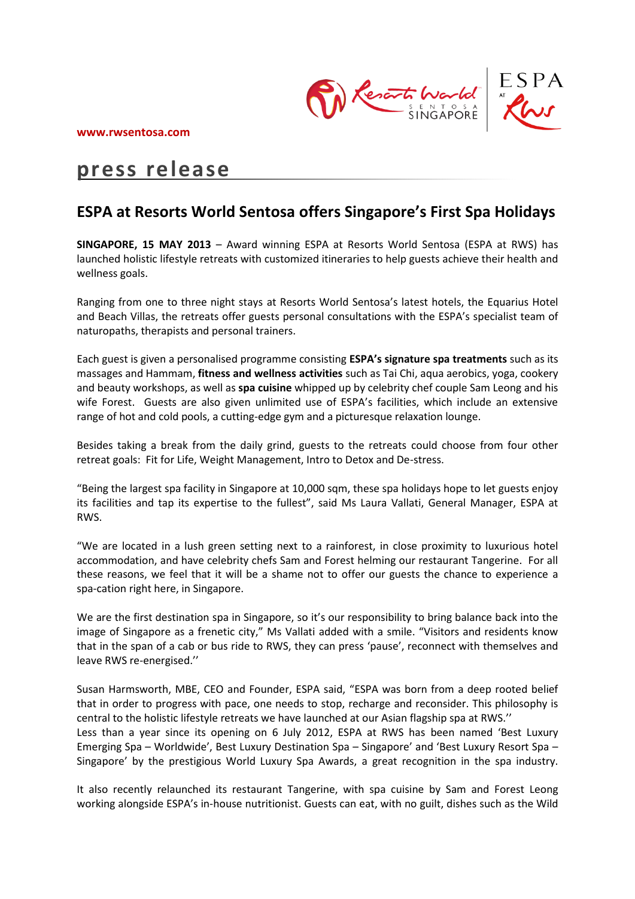www.rwsentosa.com

# press release

## ESPA at Resorts World Sentosa offers Singapore's First Spa Holidays

**SINGAPORE, 15 MAY 2013** – Award winning ESPA at Resorts World Sentosa (ESPA at RWS) has launched holistic lifestyle retreats with customized itineraries to help guests achieve their health and wellness goals.

Ranging from one to three night stays at Resorts World Sentosa's latest hotels, the Equarius Hotel and Beach Villas, the retreats offer guests personal consultations with the ESPA's specialist team of naturopaths, therapists and personal trainers.

Each guest is given a personalised programme consisting **ESPA's signature spa treatments** such as its massages and Hammam, **fitness and wellness activities** such as Tai Chi, aqua aerobics, yoga, cookery and beauty workshops, as well as **spa cuisine** whipped up by celebrity chef couple Sam Leong and his wife Forest. Guests are also given unlimited use of ESPA's facilities, which include an extensive range of hot and cold pools, a cutting-edge gym and a picturesque relaxation lounge.

Besides taking a break from the daily grind, guests to the retreats could choose from four other retreat goals: Fit for Life, Weight Management, Intro to Detox and De-stress.

"Being the largest spa facility in Singapore at 10,000 sqm, these spa holidays hope to let guests enjoy its facilities and tap its expertise to the fullest", said Ms Laura Vallati, General Manager, ESPA at RWS.

"We are located in a lush green setting next to a rainforest, in close proximity to luxurious hotel accommodation, and have celebrity chefs Sam and Forest helming our restaurant Tangerine. For all these reasons, we feel that it will be a shame not to offer our guests the chance to experience a spa-cation right here, in Singapore.

We are the first destination spa in Singapore, so it's our responsibility to bring balance back into the image of Singapore as a frenetic city," Ms Vallati added with a smile. "Visitors and residents know that in the span of a cab or bus ride to RWS, they can press 'pause', reconnect with themselves and leave RWS re-energised.''

Susan Harmsworth, MBE, CEO and Founder, ESPA said, "ESPA was born from a deep rooted belief that in order to progress with pace, one needs to stop, recharge and reconsider. This philosophy is central to the holistic lifestyle retreats we have launched at our Asian flagship spa at RWS.''
Less than a year since its opening on 6 July 2012, ESPA at RWS has been named 'Best Luxury Emerging Spa – Worldwide', Best Luxury Destination Spa – Singapore' and 'Best Luxury Resort Spa – Singapore' by the prestigious World Luxury Spa Awards, a great recognition in the spa industry.

It also recently relaunched its restaurant Tangerine, with spa cuisine by Sam and Forest Leong working alongside ESPA's in-house nutritionist. Guests can eat, with no guilt, dishes such as the Wild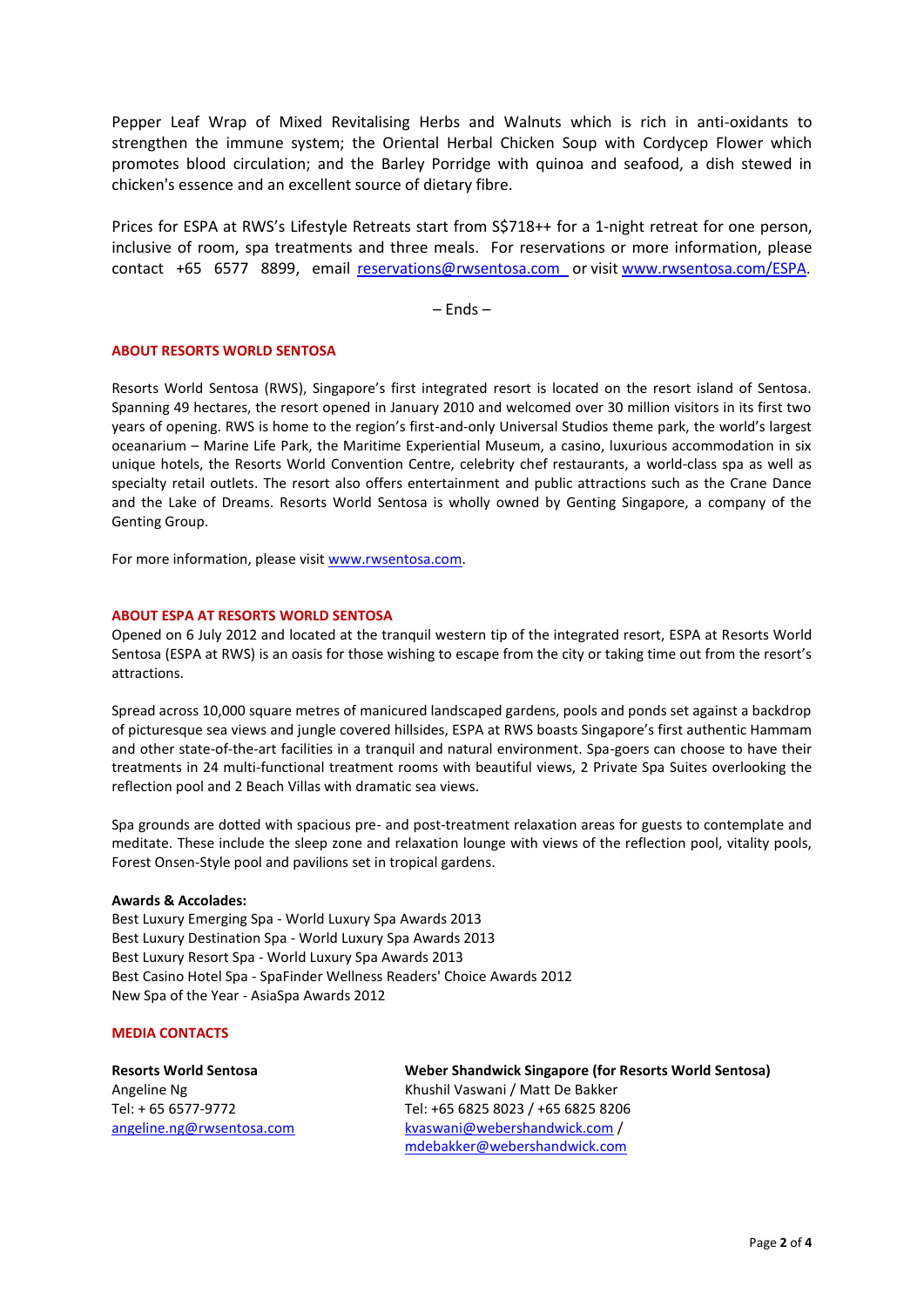Pepper Leaf Wrap of Mixed Revitalising Herbs and Walnuts which is rich in anti-oxidants to strengthen the immune system; the Oriental Herbal Chicken Soup with Cordycep Flower which promotes blood circulation; and the Barley Porridge with quinoa and seafood, a dish stewed in chicken's essence and an excellent source of dietary fibre.

Prices for ESPA at RWS's Lifestyle Retreats start from S$718++ for a 1-night retreat for one person, inclusive of room, spa treatments and three meals. For reservations or more information, please contact +65 6577 8899, email reservations@rwsentosa.com or visit www.rwsentosa.com/ESPA.

– Ends –

**ABOUT RESORTS WORLD SENTOSA**

Resorts World Sentosa (RWS), Singapore's first integrated resort is located on the resort island of Sentosa. Spanning 49 hectares, the resort opened in January 2010 and welcomed over 30 million visitors in its first two years of opening. RWS is home to the region's first-and-only Universal Studios theme park, the world's largest oceanarium – Marine Life Park, the Maritime Experiential Museum, a casino, luxurious accommodation in six unique hotels, the Resorts World Convention Centre, celebrity chef restaurants, a world-class spa as well as specialty retail outlets. The resort also offers entertainment and public attractions such as the Crane Dance and the Lake of Dreams. Resorts World Sentosa is wholly owned by Genting Singapore, a company of the Genting Group.

For more information, please visit www.rwsentosa.com.

**ABOUT ESPA AT RESORTS WORLD SENTOSA**

Opened on 6 July 2012 and located at the tranquil western tip of the integrated resort, ESPA at Resorts World Sentosa (ESPA at RWS) is an oasis for those wishing to escape from the city or taking time out from the resort's attractions.

Spread across 10,000 square metres of manicured landscaped gardens, pools and ponds set against a backdrop of picturesque sea views and jungle covered hillsides, ESPA at RWS boasts Singapore's first authentic Hammam and other state-of-the-art facilities in a tranquil and natural environment. Spa-goers can choose to have their treatments in 24 multi-functional treatment rooms with beautiful views, 2 Private Spa Suites overlooking the reflection pool and 2 Beach Villas with dramatic sea views.

Spa grounds are dotted with spacious pre- and post-treatment relaxation areas for guests to contemplate and meditate. These include the sleep zone and relaxation lounge with views of the reflection pool, vitality pools, Forest Onsen-Style pool and pavilions set in tropical gardens.

**Awards & Accolades:**
Best Luxury Emerging Spa - World Luxury Spa Awards 2013
Best Luxury Destination Spa - World Luxury Spa Awards 2013
Best Luxury Resort Spa - World Luxury Spa Awards 2013
Best Casino Hotel Spa - SpaFinder Wellness Readers' Choice Awards 2012
New Spa of the Year - AsiaSpa Awards 2012

**MEDIA CONTACTS**

**Resorts World Sentosa**
Angeline Ng
Tel: + 65 6577-9772
angeline.ng@rwsentosa.com

**Weber Shandwick Singapore (for Resorts World Sentosa)**
Khushil Vaswani / Matt De Bakker
Tel: +65 6825 8023 / +65 6825 8206
kvaswani@webershandwick.com / mdebakker@webershandwick.com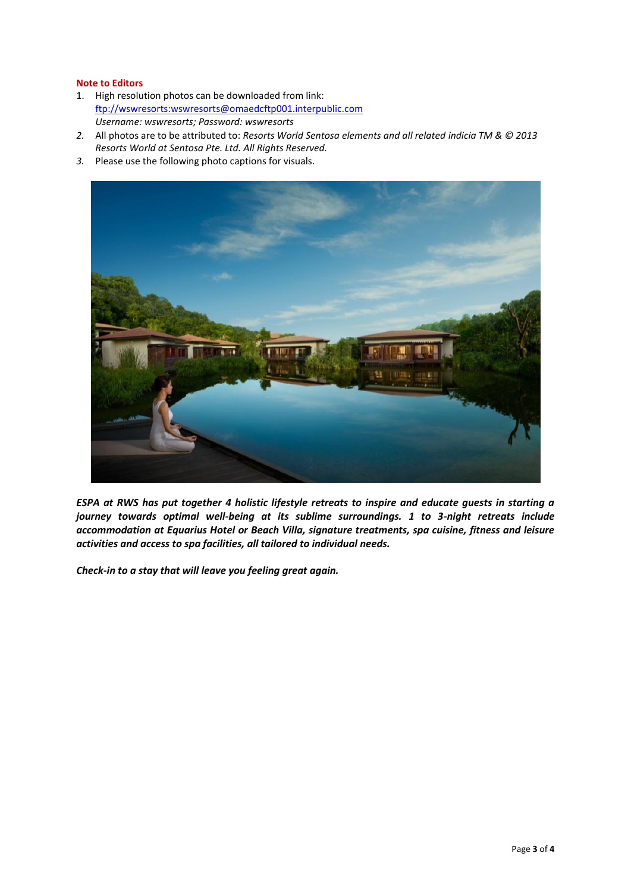**Note to Editors**

1. High resolution photos can be downloaded from link:
   ftp://wswresorts:wswresorts@omaedcftp001.interpublic.com
   *Username: wswresorts; Password: wswresorts*
2. All photos are to be attributed to: *Resorts World Sentosa elements and all related indicia TM & © 2013 Resorts World at Sentosa Pte. Ltd. All Rights Reserved.*
3. Please use the following photo captions for visuals.

***ESPA at RWS has put together 4 holistic lifestyle retreats to inspire and educate guests in starting a journey towards optimal well-being at its sublime surroundings. 1 to 3-night retreats include accommodation at Equarius Hotel or Beach Villa, signature treatments, spa cuisine, fitness and leisure activities and access to spa facilities, all tailored to individual needs.***

***Check-in to a stay that will leave you feeling great again.***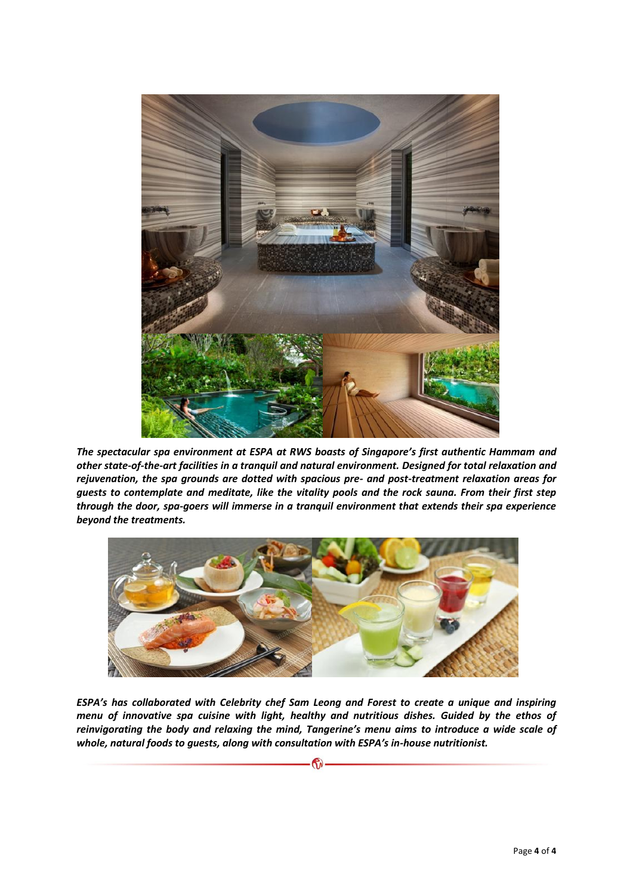*The spectacular spa environment at ESPA at RWS boasts of Singapore's first authentic Hammam and other state-of-the-art facilities in a tranquil and natural environment. Designed for total relaxation and rejuvenation, the spa grounds are dotted with spacious pre- and post-treatment relaxation areas for guests to contemplate and meditate, like the vitality pools and the rock sauna. From their first step through the door, spa-goers will immerse in a tranquil environment that extends their spa experience beyond the treatments.*

*ESPA's has collaborated with Celebrity chef Sam Leong and Forest to create a unique and inspiring menu of innovative spa cuisine with light, healthy and nutritious dishes. Guided by the ethos of reinvigorating the body and relaxing the mind, Tangerine's menu aims to introduce a wide scale of whole, natural foods to guests, along with consultation with ESPA's in-house nutritionist.*